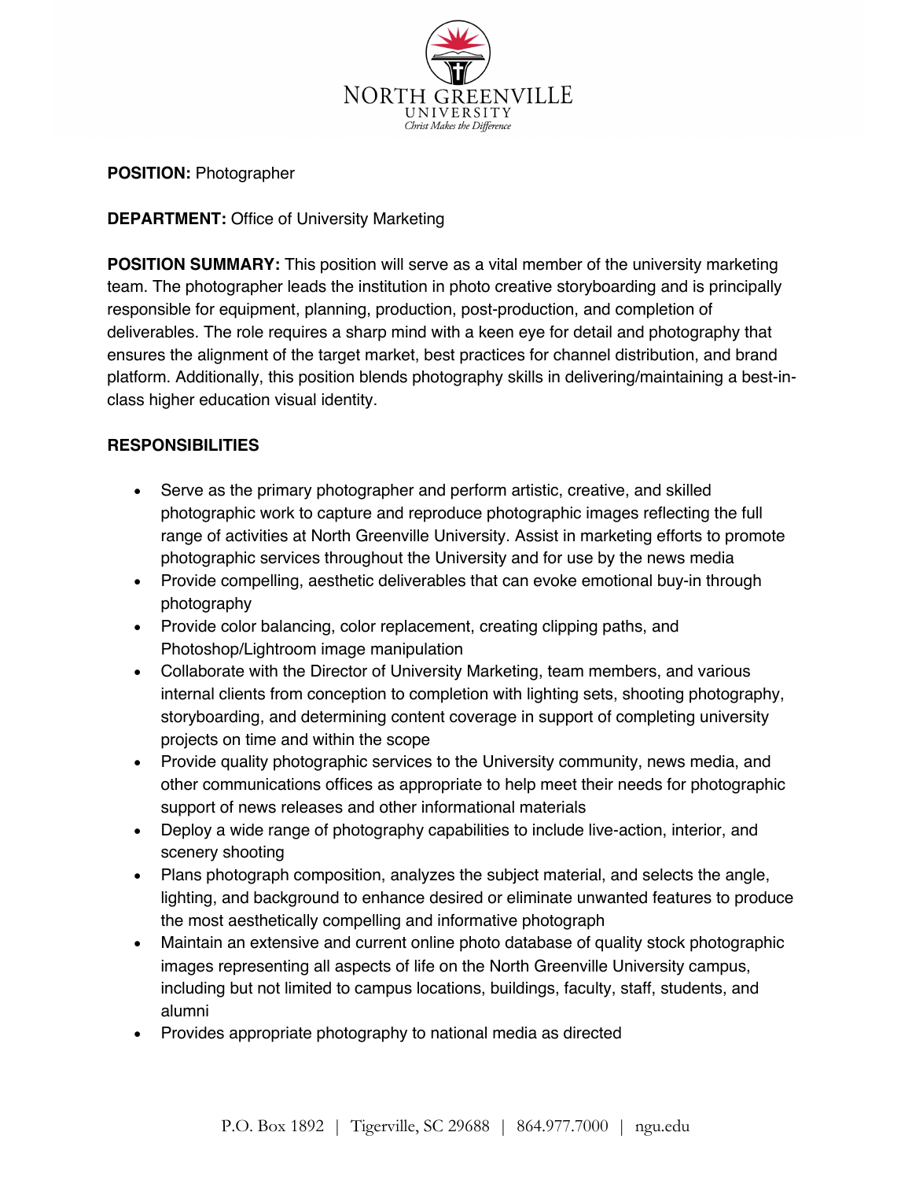NORTH GREENVILLE UNIVERSITY
*Christ Makes the Difference*

**POSITION:** Photographer

**DEPARTMENT:** Office of University Marketing

**POSITION SUMMARY:** This position will serve as a vital member of the university marketing team. The photographer leads the institution in photo creative storyboarding and is principally responsible for equipment, planning, production, post-production, and completion of deliverables. The role requires a sharp mind with a keen eye for detail and photography that ensures the alignment of the target market, best practices for channel distribution, and brand platform. Additionally, this position blends photography skills in delivering/maintaining a best-in-class higher education visual identity.

**RESPONSIBILITIES**

- Serve as the primary photographer and perform artistic, creative, and skilled photographic work to capture and reproduce photographic images reflecting the full range of activities at North Greenville University. Assist in marketing efforts to promote photographic services throughout the University and for use by the news media
- Provide compelling, aesthetic deliverables that can evoke emotional buy-in through photography
- Provide color balancing, color replacement, creating clipping paths, and Photoshop/Lightroom image manipulation
- Collaborate with the Director of University Marketing, team members, and various internal clients from conception to completion with lighting sets, shooting photography, storyboarding, and determining content coverage in support of completing university projects on time and within the scope
- Provide quality photographic services to the University community, news media, and other communications offices as appropriate to help meet their needs for photographic support of news releases and other informational materials
- Deploy a wide range of photography capabilities to include live-action, interior, and scenery shooting
- Plans photograph composition, analyzes the subject material, and selects the angle, lighting, and background to enhance desired or eliminate unwanted features to produce the most aesthetically compelling and informative photograph
- Maintain an extensive and current online photo database of quality stock photographic images representing all aspects of life on the North Greenville University campus, including but not limited to campus locations, buildings, faculty, staff, students, and alumni
- Provides appropriate photography to national media as directed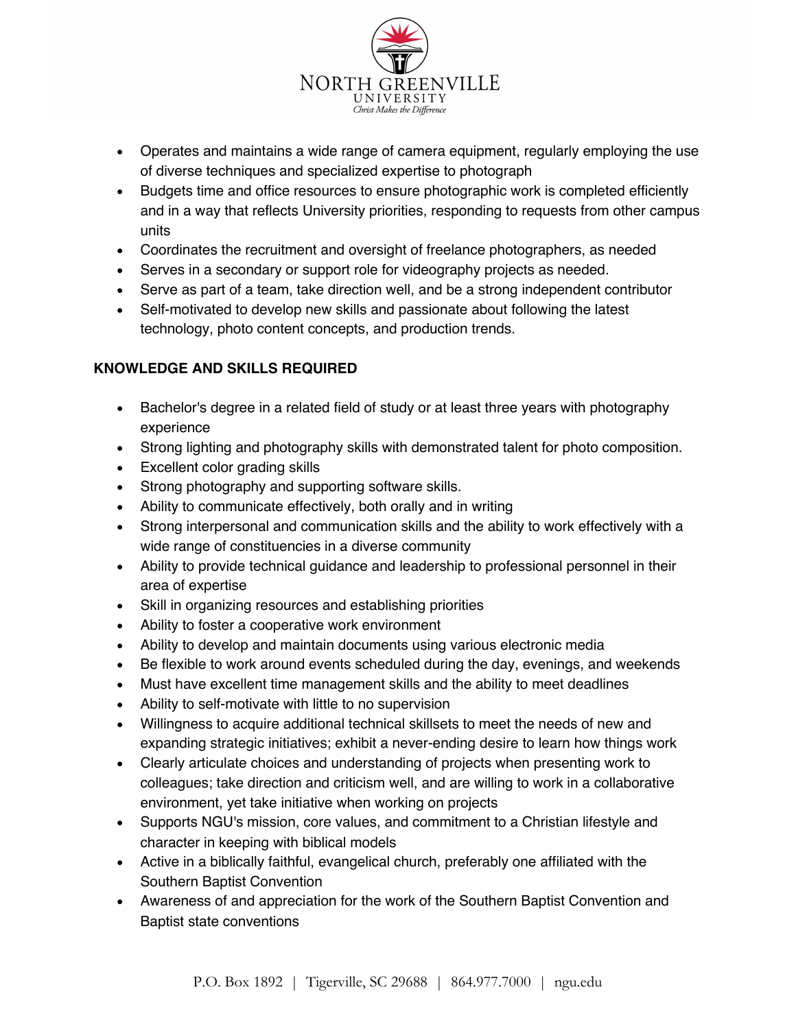- Operates and maintains a wide range of camera equipment, regularly employing the use of diverse techniques and specialized expertise to photograph
- Budgets time and office resources to ensure photographic work is completed efficiently and in a way that reflects University priorities, responding to requests from other campus units
- Coordinates the recruitment and oversight of freelance photographers, as needed
- Serves in a secondary or support role for videography projects as needed.
- Serve as part of a team, take direction well, and be a strong independent contributor
- Self-motivated to develop new skills and passionate about following the latest technology, photo content concepts, and production trends.

**KNOWLEDGE AND SKILLS REQUIRED**

- Bachelor's degree in a related field of study or at least three years with photography experience
- Strong lighting and photography skills with demonstrated talent for photo composition.
- Excellent color grading skills
- Strong photography and supporting software skills.
- Ability to communicate effectively, both orally and in writing
- Strong interpersonal and communication skills and the ability to work effectively with a wide range of constituencies in a diverse community
- Ability to provide technical guidance and leadership to professional personnel in their area of expertise
- Skill in organizing resources and establishing priorities
- Ability to foster a cooperative work environment
- Ability to develop and maintain documents using various electronic media
- Be flexible to work around events scheduled during the day, evenings, and weekends
- Must have excellent time management skills and the ability to meet deadlines
- Ability to self-motivate with little to no supervision
- Willingness to acquire additional technical skillsets to meet the needs of new and expanding strategic initiatives; exhibit a never-ending desire to learn how things work
- Clearly articulate choices and understanding of projects when presenting work to colleagues; take direction and criticism well, and are willing to work in a collaborative environment, yet take initiative when working on projects
- Supports NGU's mission, core values, and commitment to a Christian lifestyle and character in keeping with biblical models
- Active in a biblically faithful, evangelical church, preferably one affiliated with the Southern Baptist Convention
- Awareness of and appreciation for the work of the Southern Baptist Convention and Baptist state conventions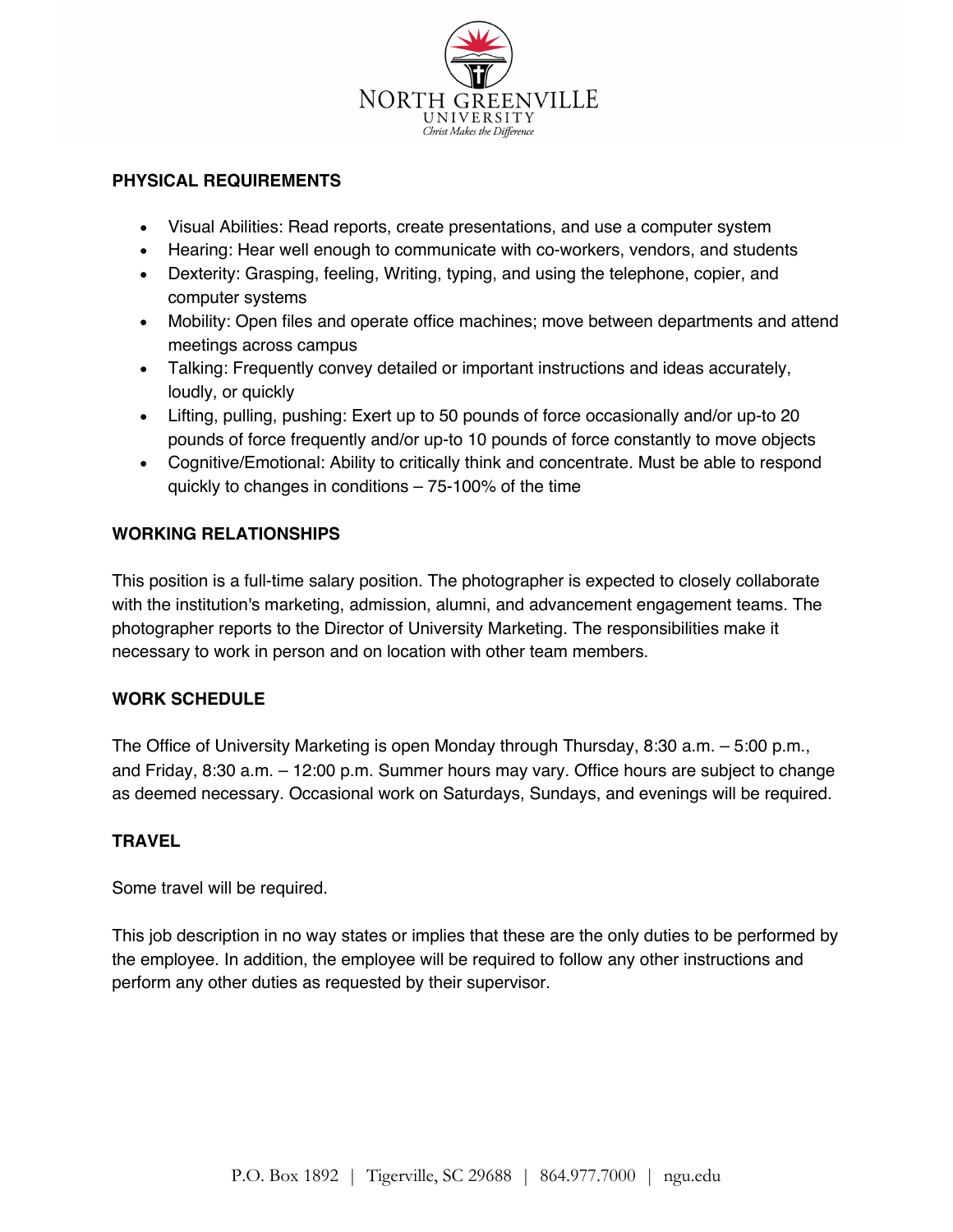**PHYSICAL REQUIREMENTS**

- Visual Abilities: Read reports, create presentations, and use a computer system
- Hearing: Hear well enough to communicate with co-workers, vendors, and students
- Dexterity: Grasping, feeling, Writing, typing, and using the telephone, copier, and computer systems
- Mobility: Open files and operate office machines; move between departments and attend meetings across campus
- Talking: Frequently convey detailed or important instructions and ideas accurately, loudly, or quickly
- Lifting, pulling, pushing: Exert up to 50 pounds of force occasionally and/or up-to 20 pounds of force frequently and/or up-to 10 pounds of force constantly to move objects
- Cognitive/Emotional: Ability to critically think and concentrate. Must be able to respond quickly to changes in conditions – 75-100% of the time

**WORKING RELATIONSHIPS**

This position is a full-time salary position. The photographer is expected to closely collaborate with the institution's marketing, admission, alumni, and advancement engagement teams. The photographer reports to the Director of University Marketing. The responsibilities make it necessary to work in person and on location with other team members.

**WORK SCHEDULE**

The Office of University Marketing is open Monday through Thursday, 8:30 a.m. – 5:00 p.m., and Friday, 8:30 a.m. – 12:00 p.m. Summer hours may vary. Office hours are subject to change as deemed necessary. Occasional work on Saturdays, Sundays, and evenings will be required.

**TRAVEL**

Some travel will be required.

This job description in no way states or implies that these are the only duties to be performed by the employee. In addition, the employee will be required to follow any other instructions and perform any other duties as requested by their supervisor.